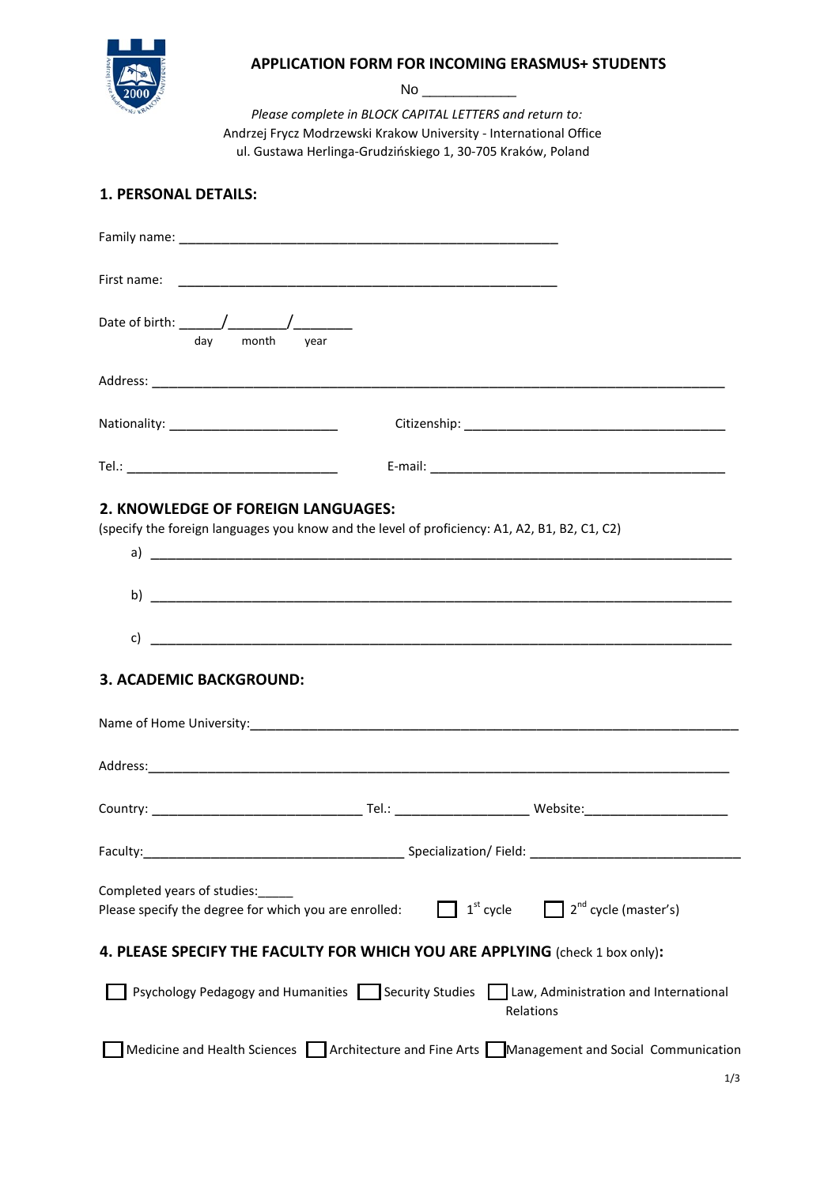# APPLICATION FORM FOR INCOMING ERASMUS+ STUDENTS

No ____________

*Please complete in BLOCK CAPITAL LETTERS and return to:*
Andrzej Frycz Modrzewski Krakow University - International Office
ul. Gustawa Herlinga-Grudzińskiego 1, 30-705 Kraków, Poland

## 1. PERSONAL DETAILS:

Family name: _______________________________________________________

First name: _______________________________________________________

Date of birth: ______/________/________
day month year

Address: ____________________________________________________________________________________

Nationality: ________________________ Citizenship: _____________________________________

Tel.: ______________________________ E-mail: __________________________________________

## 2. KNOWLEDGE OF FOREIGN LANGUAGES:

(specify the foreign languages you know and the level of proficiency: A1, A2, B1, B2, C1, C2)

a) ___________________________________________________________________________________

b) ___________________________________________________________________________________

c) ___________________________________________________________________________________

## 3. ACADEMIC BACKGROUND:

Name of Home University:_______________________________________________________________________

Address:_______________________________________________________________________________________

Country: ______________________________ Tel.: ___________________ Website:____________________

Faculty:_____________________________________ Specialization/ Field: ______________________________

Completed years of studies:_____

Please specify the degree for which you are enrolled: ☐ 1st cycle ☐ 2nd cycle (master's)

## 4. PLEASE SPECIFY THE FACULTY FOR WHICH YOU ARE APPLYING (check 1 box only):

☐ Psychology Pedagogy and Humanities ☐ Security Studies ☐ Law, Administration and International Relations

☐ Medicine and Health Sciences ☐ Architecture and Fine Arts ☐ Management and Social Communication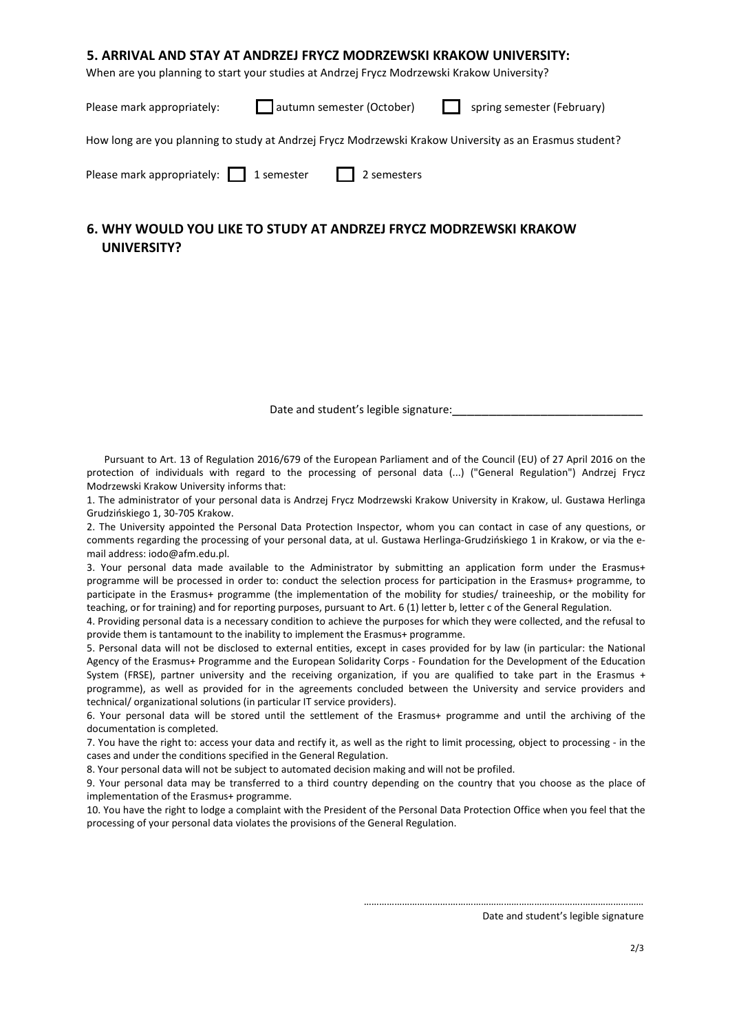## 5. ARRIVAL AND STAY AT ANDRZEJ FRYCZ MODRZEWSKI KRAKOW UNIVERSITY:

When are you planning to start your studies at Andrzej Frycz Modrzewski Krakow University?

Please mark appropriately: ☐ autumn semester (October) ☐ spring semester (February)

How long are you planning to study at Andrzej Frycz Modrzewski Krakow University as an Erasmus student?

Please mark appropriately: ☐ 1 semester ☐ 2 semesters

## 6. WHY WOULD YOU LIKE TO STUDY AT ANDRZEJ FRYCZ MODRZEWSKI KRAKOW UNIVERSITY?

Date and student's legible signature:_______________________________

Pursuant to Art. 13 of Regulation 2016/679 of the European Parliament and of the Council (EU) of 27 April 2016 on the protection of individuals with regard to the processing of personal data (...) ("General Regulation") Andrzej Frycz Modrzewski Krakow University informs that:

1. The administrator of your personal data is Andrzej Frycz Modrzewski Krakow University in Krakow, ul. Gustawa Herlinga Grudzińskiego 1, 30-705 Krakow.
2. The University appointed the Personal Data Protection Inspector, whom you can contact in case of any questions, or comments regarding the processing of your personal data, at ul. Gustawa Herlinga-Grudzińskiego 1 in Krakow, or via the e-mail address: iodo@afm.edu.pl.
3. Your personal data made available to the Administrator by submitting an application form under the Erasmus+ programme will be processed in order to: conduct the selection process for participation in the Erasmus+ programme, to participate in the Erasmus+ programme (the implementation of the mobility for studies/ traineeship, or the mobility for teaching, or for training) and for reporting purposes, pursuant to Art. 6 (1) letter b, letter c of the General Regulation.
4. Providing personal data is a necessary condition to achieve the purposes for which they were collected, and the refusal to provide them is tantamount to the inability to implement the Erasmus+ programme.
5. Personal data will not be disclosed to external entities, except in cases provided for by law (in particular: the National Agency of the Erasmus+ Programme and the European Solidarity Corps - Foundation for the Development of the Education System (FRSE), partner university and the receiving organization, if you are qualified to take part in the Erasmus + programme), as well as provided for in the agreements concluded between the University and service providers and technical/ organizational solutions (in particular IT service providers).
6. Your personal data will be stored until the settlement of the Erasmus+ programme and until the archiving of the documentation is completed.
7. You have the right to: access your data and rectify it, as well as the right to limit processing, object to processing - in the cases and under the conditions specified in the General Regulation.
8. Your personal data will not be subject to automated decision making and will not be profiled.
9. Your personal data may be transferred to a third country depending on the country that you choose as the place of implementation of the Erasmus+ programme.
10. You have the right to lodge a complaint with the President of the Personal Data Protection Office when you feel that the processing of your personal data violates the provisions of the General Regulation.

…………………………………………………………………………………………

Date and student's legible signature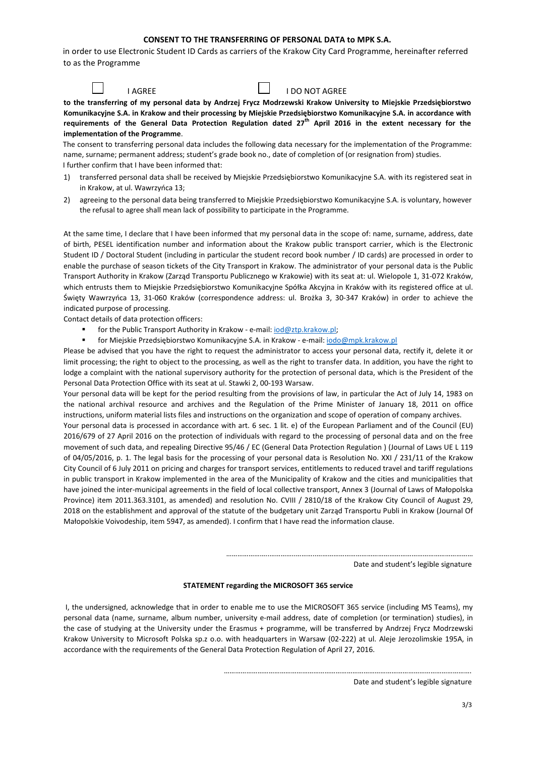**CONSENT TO THE TRANSFERRING OF PERSONAL DATA to MPK S.A.**

in order to use Electronic Student ID Cards as carriers of the Krakow City Card Programme, hereinafter referred to as the Programme

☐ I AGREE ☐ I DO NOT AGREE

**to the transferring of my personal data by Andrzej Frycz Modrzewski Krakow University to Miejskie Przedsiębiorstwo Komunikacyjne S.A. in Krakow and their processing by Miejskie Przedsiębiorstwo Komunikacyjne S.A. in accordance with requirements of the General Data Protection Regulation dated 27th April 2016 in the extent necessary for the implementation of the Programme**.

The consent to transferring personal data includes the following data necessary for the implementation of the Programme: name, surname; permanent address; student's grade book no., date of completion of (or resignation from) studies.

I further confirm that I have been informed that:

1) transferred personal data shall be received by Miejskie Przedsiębiorstwo Komunikacyjne S.A. with its registered seat in Krakow, at ul. Wawrzyńca 13;
2) agreeing to the personal data being transferred to Miejskie Przedsiębiorstwo Komunikacyjne S.A. is voluntary, however the refusal to agree shall mean lack of possibility to participate in the Programme.

At the same time, I declare that I have been informed that my personal data in the scope of: name, surname, address, date of birth, PESEL identification number and information about the Krakow public transport carrier, which is the Electronic Student ID / Doctoral Student (including in particular the student record book number / ID cards) are processed in order to enable the purchase of season tickets of the City Transport in Krakow. The administrator of your personal data is the Public Transport Authority in Krakow (Zarząd Transportu Publicznego w Krakowie) with its seat at: ul. Wielopole 1, 31-072 Kraków, which entrusts them to Miejskie Przedsiębiorstwo Komunikacyjne Spółka Akcyjna in Kraków with its registered office at ul. Święty Wawrzyńca 13, 31-060 Kraków (correspondence address: ul. Brożka 3, 30-347 Kraków) in order to achieve the indicated purpose of processing.

Contact details of data protection officers:

- for the Public Transport Authority in Krakow - e-mail: iod@ztp.krakow.pl;
- for Miejskie Przedsiębiorstwo Komunikacyjne S.A. in Krakow - e-mail: iodo@mpk.krakow.pl

Please be advised that you have the right to request the administrator to access your personal data, rectify it, delete it or limit processing; the right to object to the processing, as well as the right to transfer data. In addition, you have the right to lodge a complaint with the national supervisory authority for the protection of personal data, which is the President of the Personal Data Protection Office with its seat at ul. Stawki 2, 00-193 Warsaw.

Your personal data will be kept for the period resulting from the provisions of law, in particular the Act of July 14, 1983 on the national archival resource and archives and the Regulation of the Prime Minister of January 18, 2011 on office instructions, uniform material lists files and instructions on the organization and scope of operation of company archives.

Your personal data is processed in accordance with art. 6 sec. 1 lit. e) of the European Parliament and of the Council (EU) 2016/679 of 27 April 2016 on the protection of individuals with regard to the processing of personal data and on the free movement of such data, and repealing Directive 95/46 / EC (General Data Protection Regulation ) (Journal of Laws UE L 119 of 04/05/2016, p. 1. The legal basis for the processing of your personal data is Resolution No. XXI / 231/11 of the Krakow City Council of 6 July 2011 on pricing and charges for transport services, entitlements to reduced travel and tariff regulations in public transport in Krakow implemented in the area of the Municipality of Krakow and the cities and municipalities that have joined the inter-municipal agreements in the field of local collective transport, Annex 3 (Journal of Laws of Małopolska Province) item 2011.363.3101, as amended) and resolution No. CVIII / 2810/18 of the Krakow City Council of August 29, 2018 on the establishment and approval of the statute of the budgetary unit Zarząd Transportu Publi in Krakow (Journal Of Małopolskie Voivodeship, item 5947, as amended). I confirm that I have read the information clause.

……………………………………………………………………………………………………

Date and student's legible signature

**STATEMENT regarding the MICROSOFT 365 service**

I, the undersigned, acknowledge that in order to enable me to use the MICROSOFT 365 service (including MS Teams), my personal data (name, surname, album number, university e-mail address, date of completion (or termination) studies), in the case of studying at the University under the Erasmus + programme, will be transferred by Andrzej Frycz Modrzewski Krakow University to Microsoft Polska sp.z o.o. with headquarters in Warsaw (02-222) at ul. Aleje Jerozolimskie 195A, in accordance with the requirements of the General Data Protection Regulation of April 27, 2016.

……………………………………………………………………………………………………

Date and student's legible signature